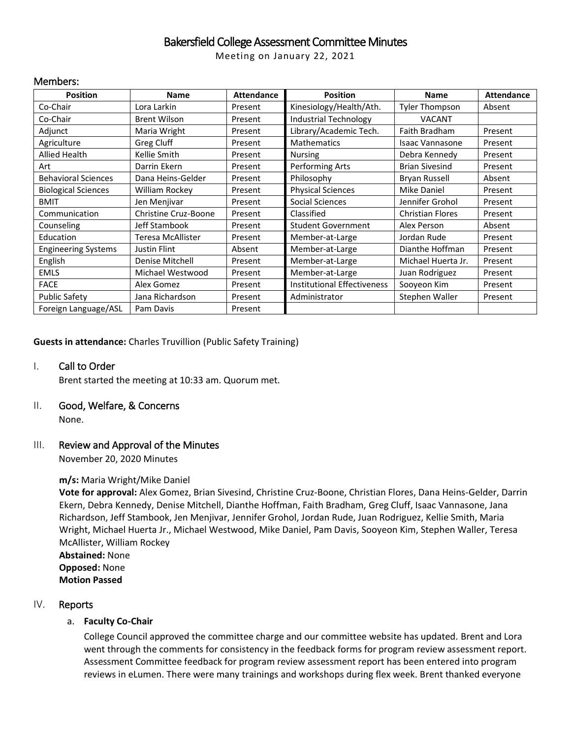# Bakersfield College Assessment Committee Minutes

Meeting on January 22, 2021

## Members:

| Position | Name | Attendance | Position | Name | Attendance |
|---|---|---|---|---|---|
| Co-Chair | Lora Larkin | Present | Kinesiology/Health/Ath. | Tyler Thompson | Absent |
| Co-Chair | Brent Wilson | Present | Industrial Technology | VACANT | |
| Adjunct | Maria Wright | Present | Library/Academic Tech. | Faith Bradham | Present |
| Agriculture | Greg Cluff | Present | Mathematics | Isaac Vannasone | Present |
| Allied Health | Kellie Smith | Present | Nursing | Debra Kennedy | Present |
| Art | Darrin Ekern | Present | Performing Arts | Brian Sivesind | Present |
| Behavioral Sciences | Dana Heins-Gelder | Present | Philosophy | Bryan Russell | Absent |
| Biological Sciences | William Rockey | Present | Physical Sciences | Mike Daniel | Present |
| BMIT | Jen Menjivar | Present | Social Sciences | Jennifer Grohol | Present |
| Communication | Christine Cruz-Boone | Present | Classified | Christian Flores | Present |
| Counseling | Jeff Stambook | Present | Student Government | Alex Person | Absent |
| Education | Teresa McAllister | Present | Member-at-Large | Jordan Rude | Present |
| Engineering Systems | Justin Flint | Absent | Member-at-Large | Dianthe Hoffman | Present |
| English | Denise Mitchell | Present | Member-at-Large | Michael Huerta Jr. | Present |
| EMLS | Michael Westwood | Present | Member-at-Large | Juan Rodriguez | Present |
| FACE | Alex Gomez | Present | Institutional Effectiveness | Sooyeon Kim | Present |
| Public Safety | Jana Richardson | Present | Administrator | Stephen Waller | Present |
| Foreign Language/ASL | Pam Davis | Present | | | |

**Guests in attendance:** Charles Truvillion (Public Safety Training)

## I. Call to Order

Brent started the meeting at 10:33 am. Quorum met.

## II. Good, Welfare, & Concerns

None.

## III. Review and Approval of the Minutes

November 20, 2020 Minutes

**m/s:** Maria Wright/Mike Daniel

**Vote for approval:** Alex Gomez, Brian Sivesind, Christine Cruz-Boone, Christian Flores, Dana Heins-Gelder, Darrin Ekern, Debra Kennedy, Denise Mitchell, Dianthe Hoffman, Faith Bradham, Greg Cluff, Isaac Vannasone, Jana Richardson, Jeff Stambook, Jen Menjivar, Jennifer Grohol, Jordan Rude, Juan Rodriguez, Kellie Smith, Maria Wright, Michael Huerta Jr., Michael Westwood, Mike Daniel, Pam Davis, Sooyeon Kim, Stephen Waller, Teresa McAllister, William Rockey

**Abstained:** None

**Opposed:** None

**Motion Passed**

## IV. Reports

a. **Faculty Co-Chair**

College Council approved the committee charge and our committee website has updated. Brent and Lora went through the comments for consistency in the feedback forms for program review assessment report. Assessment Committee feedback for program review assessment report has been entered into program reviews in eLumen. There were many trainings and workshops during flex week. Brent thanked everyone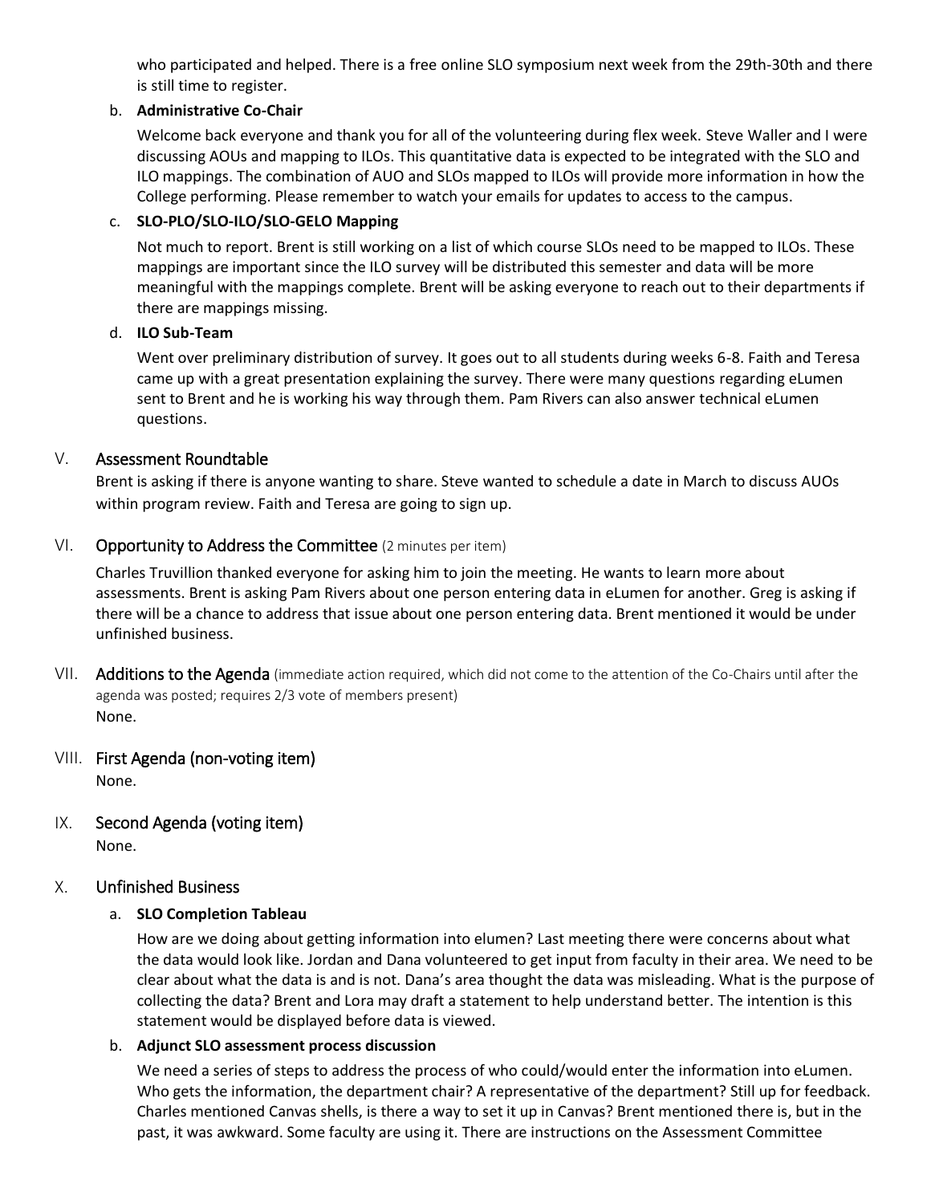who participated and helped. There is a free online SLO symposium next week from the 29th-30th and there is still time to register.

b. **Administrative Co-Chair**

Welcome back everyone and thank you for all of the volunteering during flex week. Steve Waller and I were discussing AOUs and mapping to ILOs. This quantitative data is expected to be integrated with the SLO and ILO mappings. The combination of AUO and SLOs mapped to ILOs will provide more information in how the College performing. Please remember to watch your emails for updates to access to the campus.

c. **SLO-PLO/SLO-ILO/SLO-GELO Mapping**

Not much to report. Brent is still working on a list of which course SLOs need to be mapped to ILOs. These mappings are important since the ILO survey will be distributed this semester and data will be more meaningful with the mappings complete. Brent will be asking everyone to reach out to their departments if there are mappings missing.

d. **ILO Sub-Team**

Went over preliminary distribution of survey. It goes out to all students during weeks 6-8. Faith and Teresa came up with a great presentation explaining the survey. There were many questions regarding eLumen sent to Brent and he is working his way through them. Pam Rivers can also answer technical eLumen questions.

## V. Assessment Roundtable

Brent is asking if there is anyone wanting to share. Steve wanted to schedule a date in March to discuss AUOs within program review. Faith and Teresa are going to sign up.

## VI. Opportunity to Address the Committee (2 minutes per item)

Charles Truvillion thanked everyone for asking him to join the meeting. He wants to learn more about assessments. Brent is asking Pam Rivers about one person entering data in eLumen for another. Greg is asking if there will be a chance to address that issue about one person entering data. Brent mentioned it would be under unfinished business.

## VII. Additions to the Agenda (immediate action required, which did not come to the attention of the Co-Chairs until after the agenda was posted; requires 2/3 vote of members present)

None.

## VIII. First Agenda (non-voting item)

None.

## IX. Second Agenda (voting item)

None.

## X. Unfinished Business

a. **SLO Completion Tableau**

How are we doing about getting information into elumen? Last meeting there were concerns about what the data would look like. Jordan and Dana volunteered to get input from faculty in their area. We need to be clear about what the data is and is not. Dana's area thought the data was misleading. What is the purpose of collecting the data? Brent and Lora may draft a statement to help understand better. The intention is this statement would be displayed before data is viewed.

b. **Adjunct SLO assessment process discussion**

We need a series of steps to address the process of who could/would enter the information into eLumen. Who gets the information, the department chair? A representative of the department? Still up for feedback. Charles mentioned Canvas shells, is there a way to set it up in Canvas? Brent mentioned there is, but in the past, it was awkward. Some faculty are using it. There are instructions on the Assessment Committee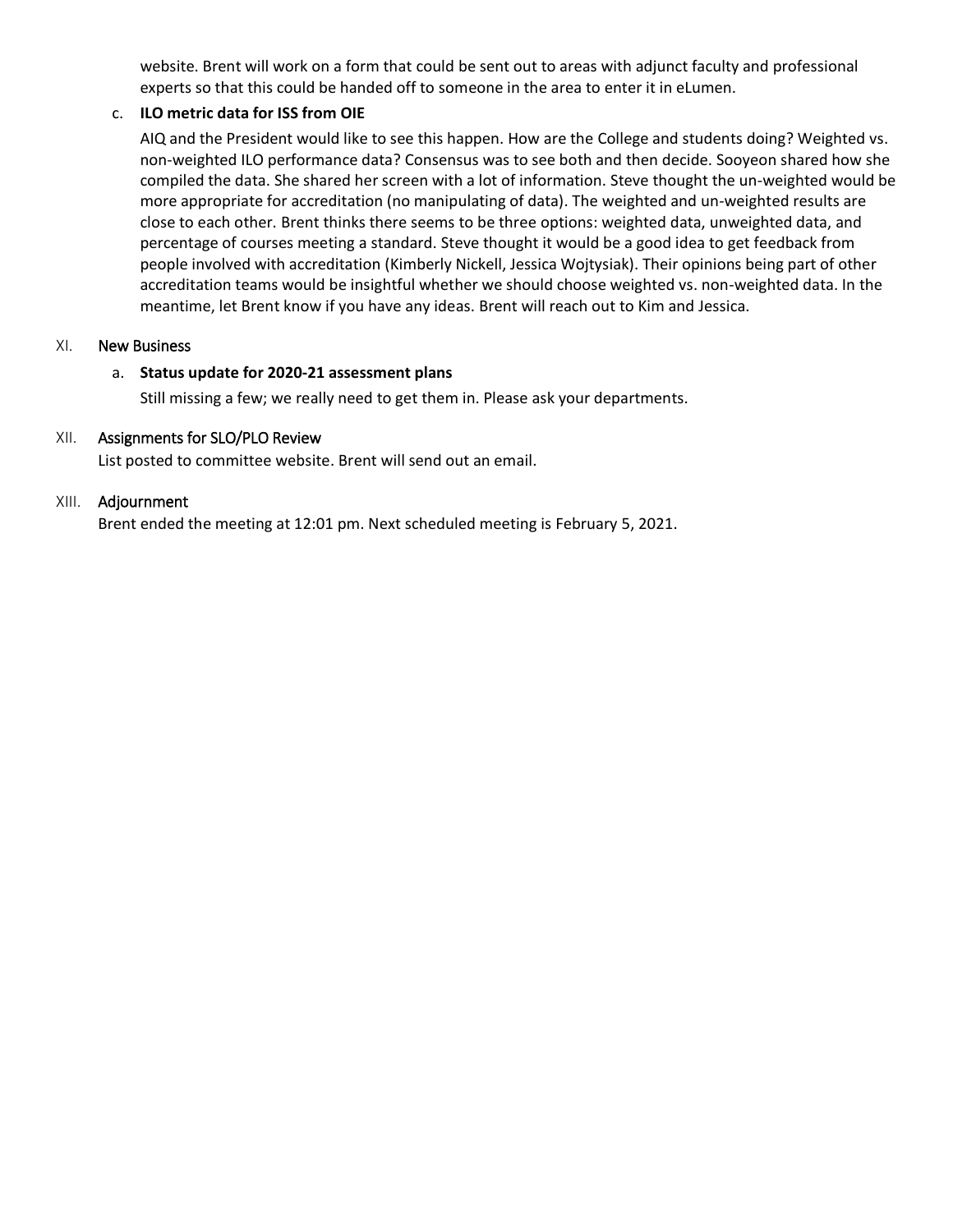website. Brent will work on a form that could be sent out to areas with adjunct faculty and professional experts so that this could be handed off to someone in the area to enter it in eLumen.

c. **ILO metric data for ISS from OIE**

AIQ and the President would like to see this happen. How are the College and students doing? Weighted vs. non-weighted ILO performance data? Consensus was to see both and then decide. Sooyeon shared how she compiled the data. She shared her screen with a lot of information. Steve thought the un-weighted would be more appropriate for accreditation (no manipulating of data). The weighted and un-weighted results are close to each other. Brent thinks there seems to be three options: weighted data, unweighted data, and percentage of courses meeting a standard. Steve thought it would be a good idea to get feedback from people involved with accreditation (Kimberly Nickell, Jessica Wojtysiak). Their opinions being part of other accreditation teams would be insightful whether we should choose weighted vs. non-weighted data. In the meantime, let Brent know if you have any ideas. Brent will reach out to Kim and Jessica.

## XI. New Business

a. **Status update for 2020-21 assessment plans**

Still missing a few; we really need to get them in. Please ask your departments.

## XII. Assignments for SLO/PLO Review

List posted to committee website. Brent will send out an email.

## XIII. Adjournment

Brent ended the meeting at 12:01 pm. Next scheduled meeting is February 5, 2021.